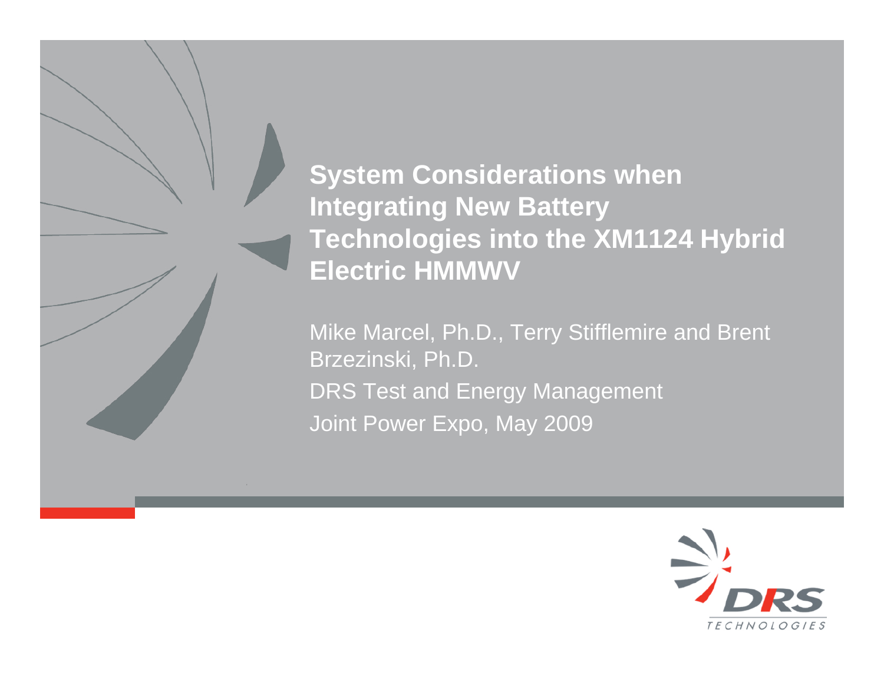# System Considerations when Integrating New Battery Technologies into the XM1124 Hybrid Electric HMMWV

Mike Marcel, Ph.D., Terry Stifflemire and Brent Brzezinski, Ph.D.

DRS Test and Energy Management

Joint Power Expo, May 2009

DRS TECHNOLOGIES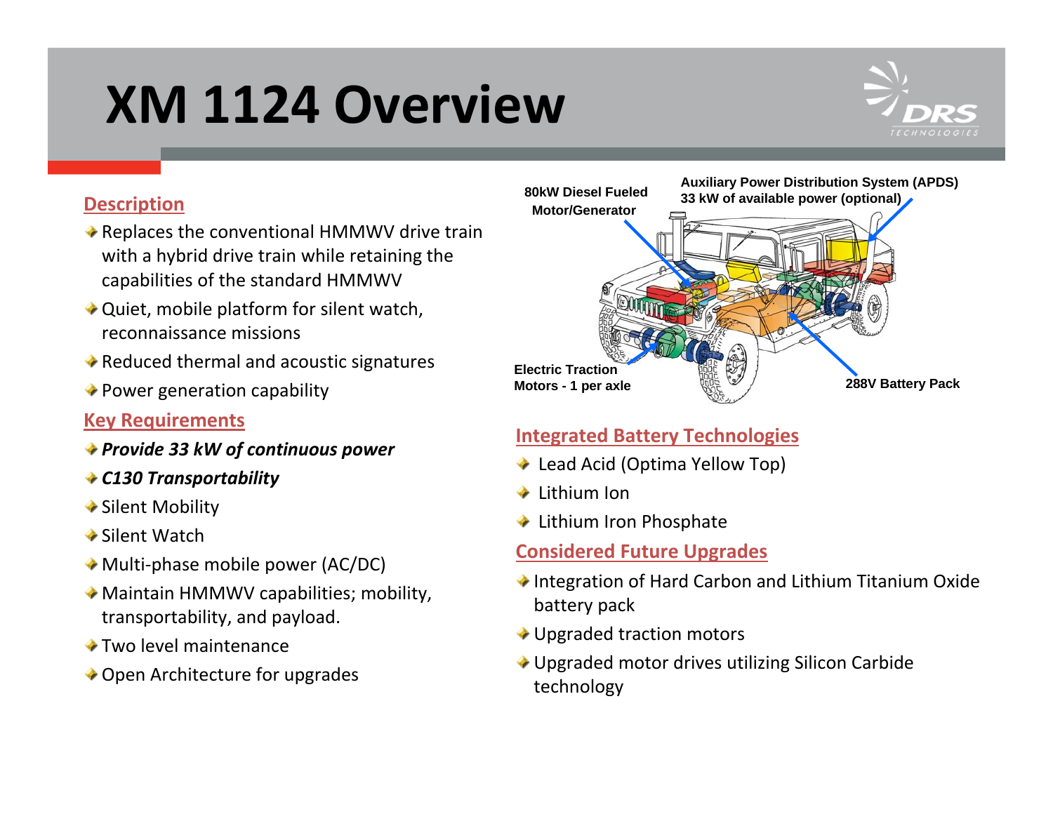# XM 1124 Overview

## Description

- Replaces the conventional HMMWV drive train with a hybrid drive train while retaining the capabilities of the standard HMMWV
- Quiet, mobile platform for silent watch, reconnaissance missions
- Reduced thermal and acoustic signatures
- Power generation capability

## Key Requirements

- ***Provide 33 kW of continuous power***
- ***C130 Transportability***
- Silent Mobility
- Silent Watch
- Multi-phase mobile power (AC/DC)
- Maintain HMMWV capabilities; mobility, transportability, and payload.
- Two level maintenance
- Open Architecture for upgrades

**80kW Diesel Fueled Motor/Generator**

**Auxiliary Power Distribution System (APDS) 33 kW of available power (optional)**

**Electric Traction Motors - 1 per axle**

**288V Battery Pack**

## Integrated Battery Technologies

- Lead Acid (Optima Yellow Top)
- Lithium Ion
- Lithium Iron Phosphate

## Considered Future Upgrades

- Integration of Hard Carbon and Lithium Titanium Oxide battery pack
- Upgraded traction motors
- Upgraded motor drives utilizing Silicon Carbide technology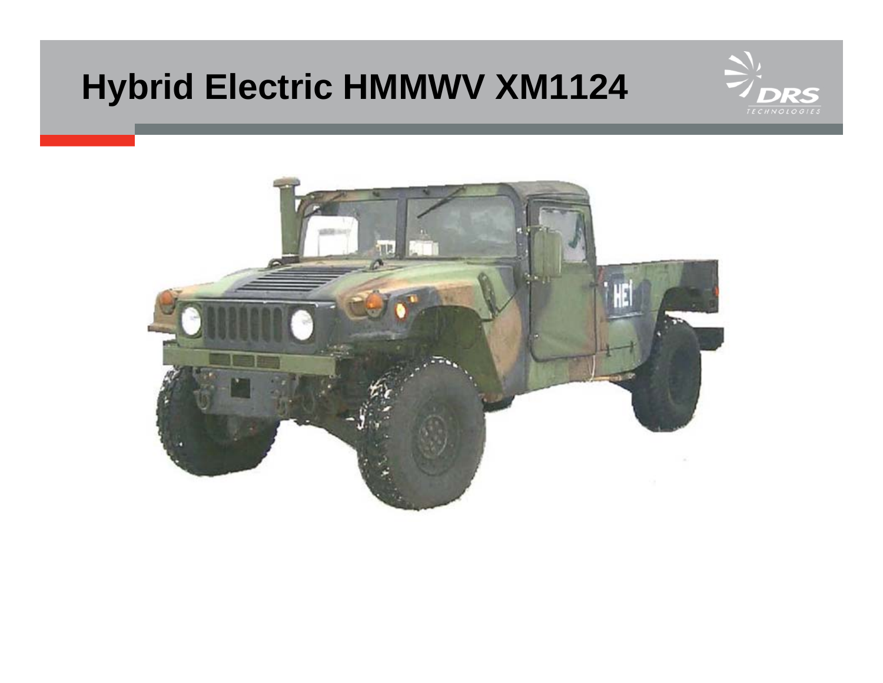# Hybrid Electric HMMWV XM1124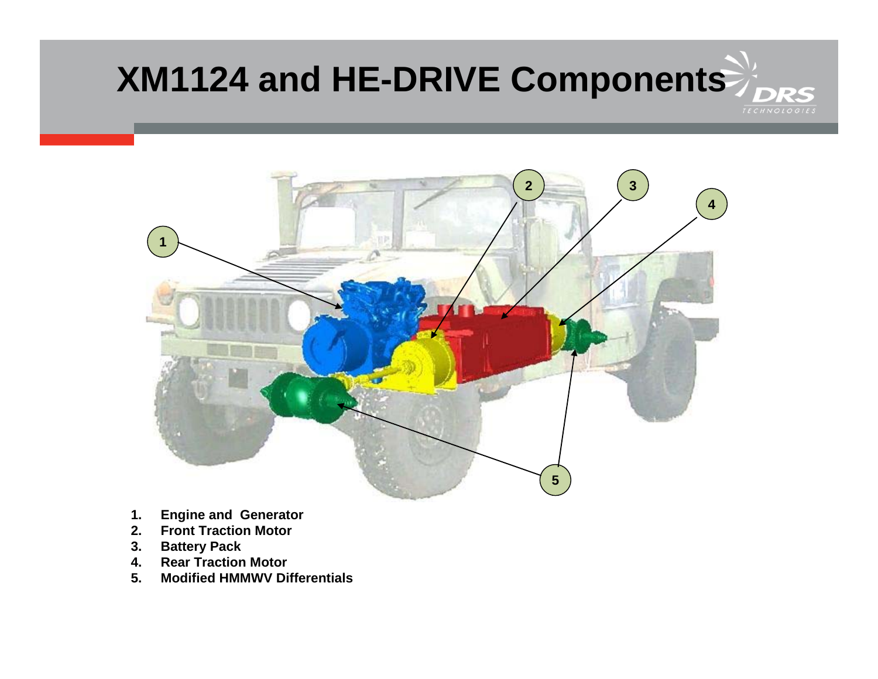# XM1124 and HE-DRIVE Components

1. **Engine and Generator**
2. **Front Traction Motor**
3. **Battery Pack**
4. **Rear Traction Motor**
5. **Modified HMMWV Differentials**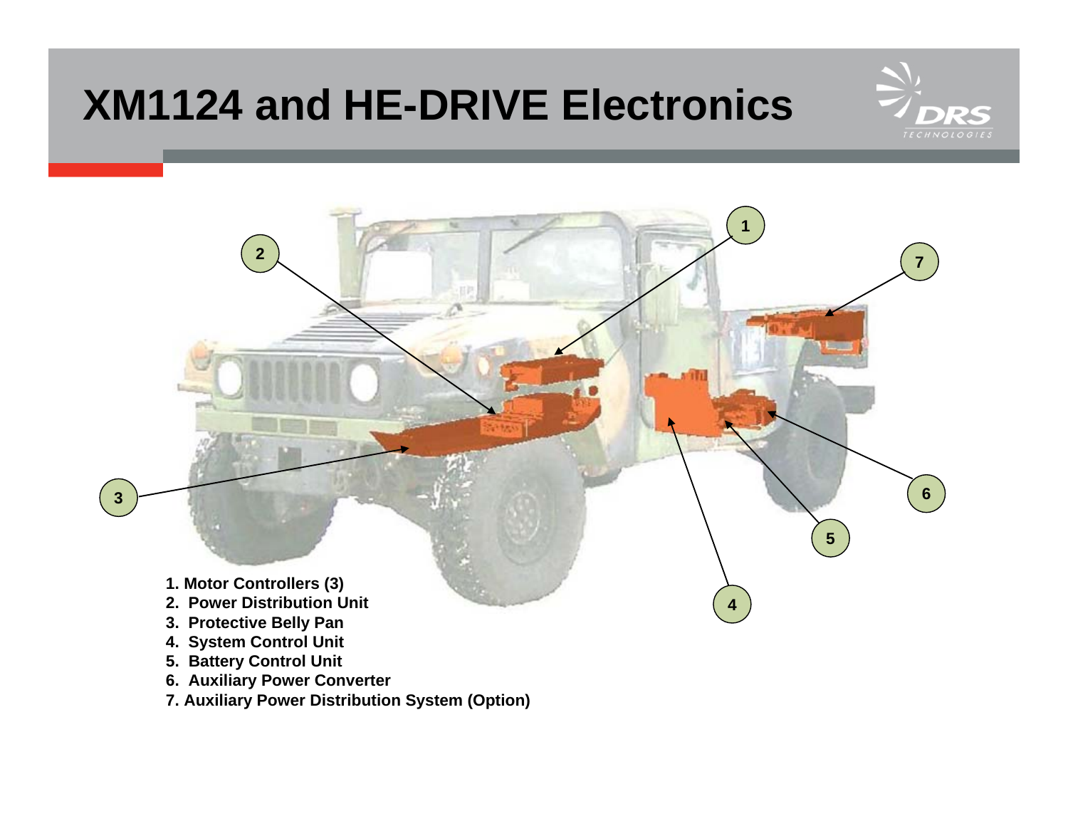# XM1124 and HE-DRIVE Electronics

1. Motor Controllers (3)
2. Power Distribution Unit
3. Protective Belly Pan
4. System Control Unit
5. Battery Control Unit
6. Auxiliary Power Converter
7. Auxiliary Power Distribution System (Option)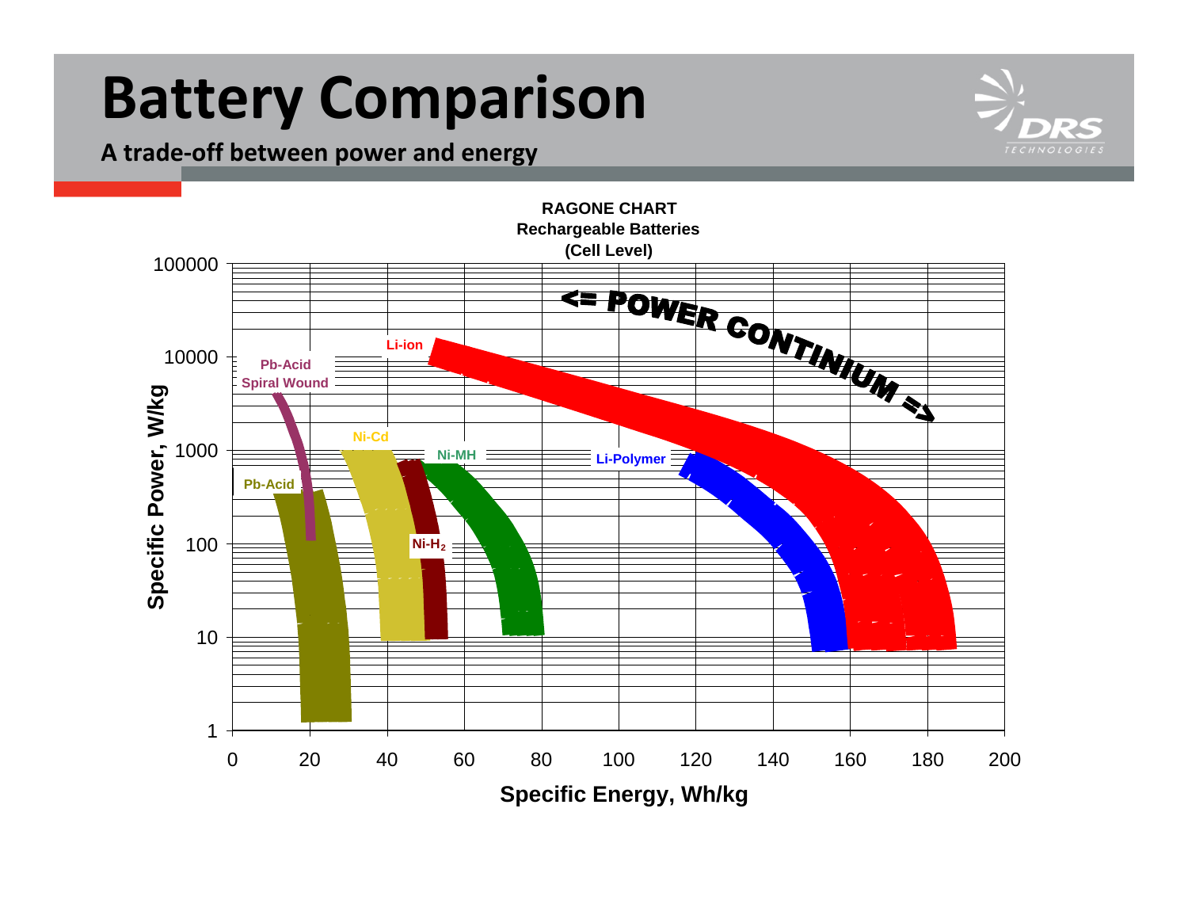# Battery Comparison

**A trade-off between power and energy**

**RAGONE CHART**
**Rechargeable Batteries**
**(Cell Level)**

<= POWER CONTINIUM =>

Li-ion

Pb-Acid Spiral Wound

Ni-Cd

Ni-MH

Li-Polymer

Pb-Acid

$Ni\text{-}H_2$

Specific Power, W/kg

Specific Energy, Wh/kg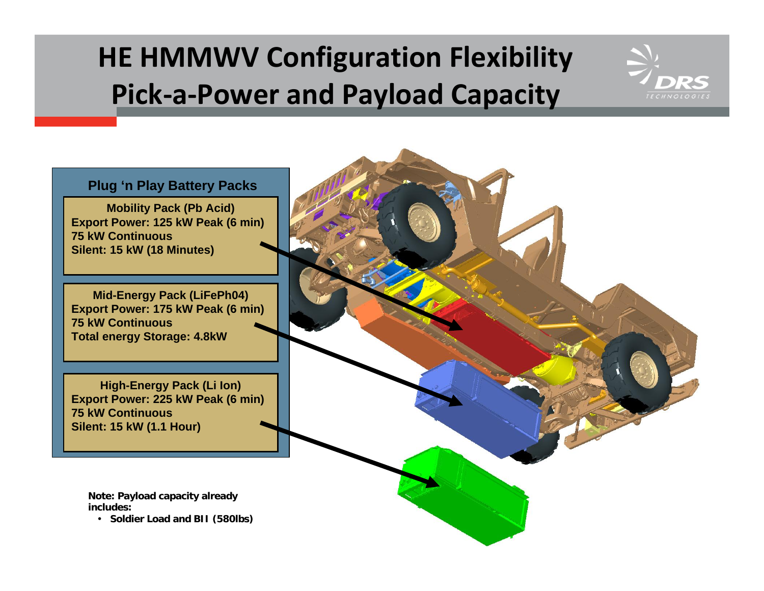# HE HMMWV Configuration Flexibility Pick-a-Power and Payload Capacity

## Plug 'n Play Battery Packs

**Mobility Pack (Pb Acid)**
**Export Power: 125 kW Peak (6 min)**
**75 kW Continuous**
**Silent: 15 kW (18 Minutes)**

**Mid-Energy Pack (LiFePh04)**
**Export Power: 175 kW Peak (6 min)**
**75 kW Continuous**
**Total energy Storage: 4.8kW**

**High-Energy Pack (Li Ion)**
**Export Power: 225 kW Peak (6 min)**
**75 kW Continuous**
**Silent: 15 kW (1.1 Hour)**

**Note: Payload capacity already includes:**

- **Soldier Load and BII (580lbs)**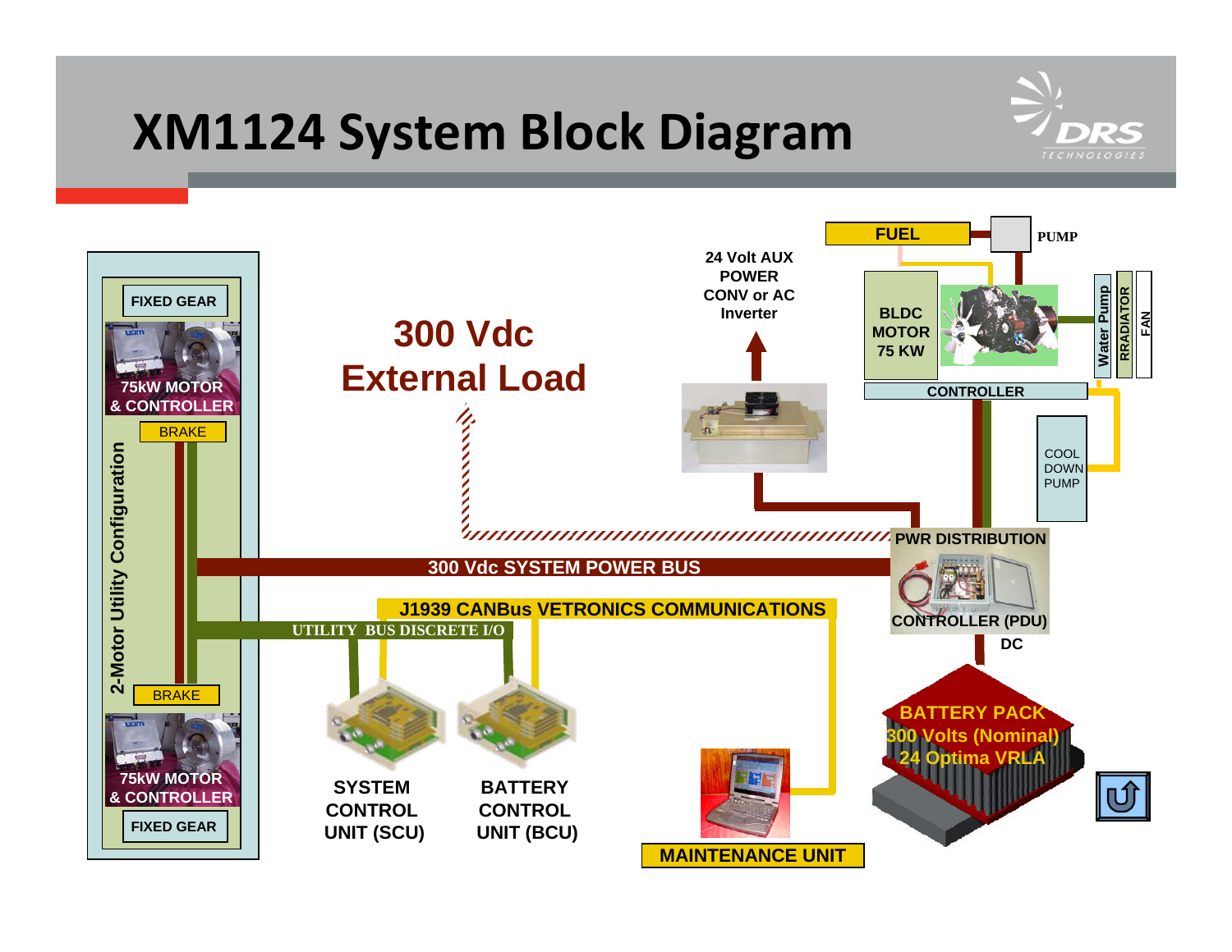# XM1124 System Block Diagram

2-Motor Utility Configuration

FIXED GEAR

75kW MOTOR & CONTROLLER

BRAKE

BRAKE

75kW MOTOR & CONTROLLER

FIXED GEAR

300 Vdc External Load

24 Volt AUX POWER CONV or AC Inverter

FUEL

PUMP

BLDC MOTOR 75 KW

Water Pump

RRADIATOR

FAN

CONTROLLER

COOL DOWN PUMP

PWR DISTRIBUTION

CONTROLLER (PDU)

DC

300 Vdc SYSTEM POWER BUS

J1939 CANBus VETRONICS COMMUNICATIONS

UTILITY BUS DISCRETE I/O

SYSTEM CONTROL UNIT (SCU)

BATTERY CONTROL UNIT (BCU)

MAINTENANCE UNIT

BATTERY PACK 300 Volts (Nominal) 24 Optima VRLA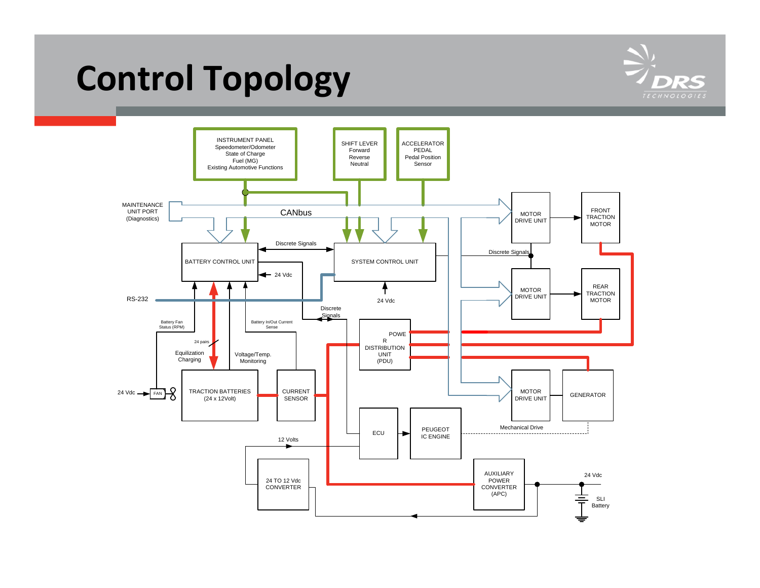# Control Topology

INSTRUMENT PANEL
Speedometer/Odometer
State of Charge
Fuel (MG)
Existing Automotive Functions

SHIFT LEVER
Forward
Reverse
Neutral

ACCELERATOR PEDAL
Pedal Position Sensor

MAINTENANCE UNIT PORT (Diagnostics)

CANbus

MOTOR DRIVE UNIT

FRONT TRACTION MOTOR

Discrete Signals

BATTERY CONTROL UNIT

SYSTEM CONTROL UNIT

24 Vdc

Discrete Signals

MOTOR DRIVE UNIT

REAR TRACTION MOTOR

RS-232

24 Vdc

Discrete Signals

Battery Fan Status (RPM)

Battery In/Out Current Sense

24 pairs

POWER DISTRIBUTION UNIT (PDU)

Equilization Charging

Voltage/Temp. Monitoring

24 Vdc

FAN

TRACTION BATTERIES (24 x 12Volt)

CURRENT SENSOR

MOTOR DRIVE UNIT

GENERATOR

ECU

PEUGEOT IC ENGINE

Mechanical Drive

12 Volts

24 TO 12 Vdc CONVERTER

AUXILIARY POWER CONVERTER (APC)

24 Vdc

SLI Battery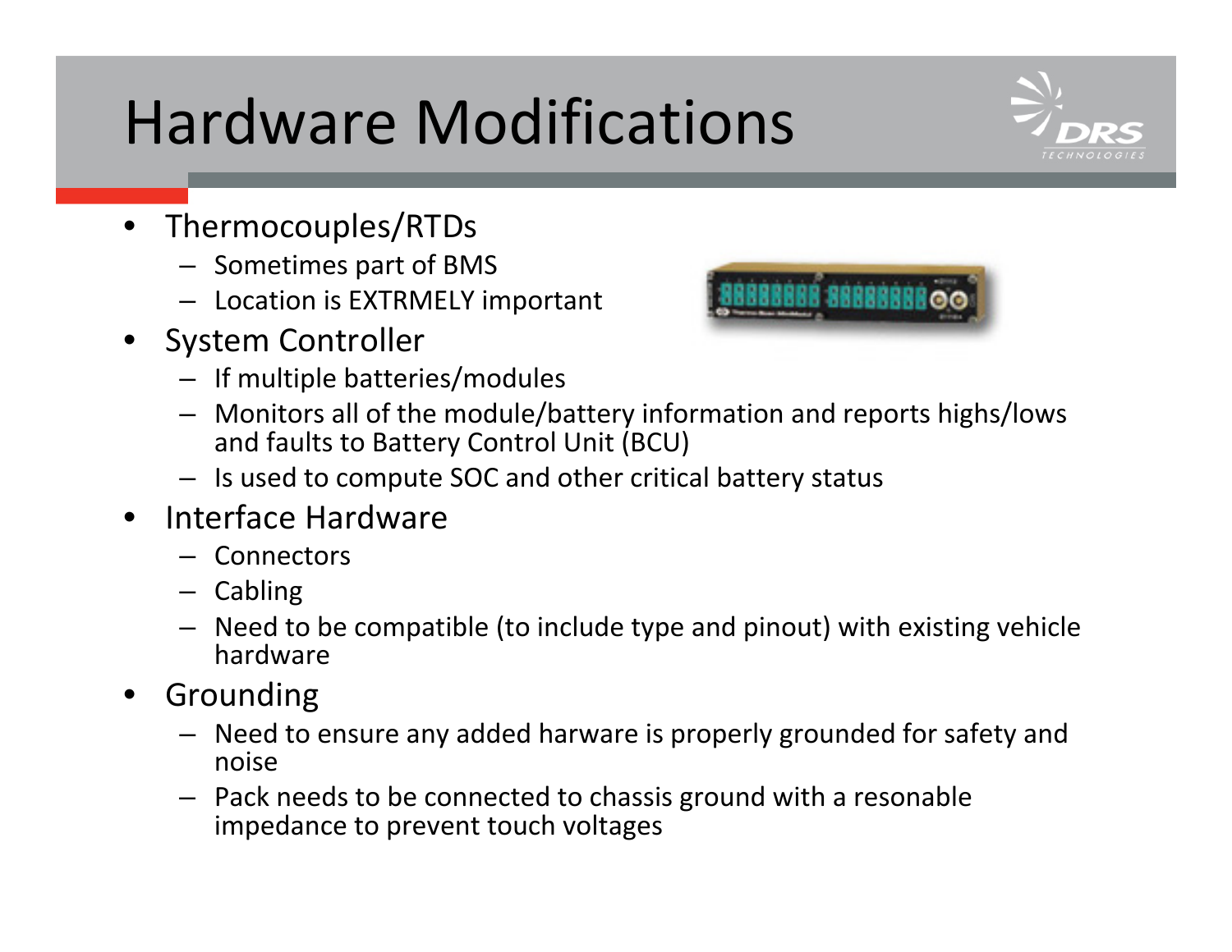# Hardware Modifications

- Thermocouples/RTDs
  - Sometimes part of BMS
  - Location is EXTRMELY important
- System Controller
  - If multiple batteries/modules
  - Monitors all of the module/battery information and reports highs/lows and faults to Battery Control Unit (BCU)
  - Is used to compute SOC and other critical battery status
- Interface Hardware
  - Connectors
  - Cabling
  - Need to be compatible (to include type and pinout) with existing vehicle hardware
- Grounding
  - Need to ensure any added harware is properly grounded for safety and noise
  - Pack needs to be connected to chassis ground with a resonable impedance to prevent touch voltages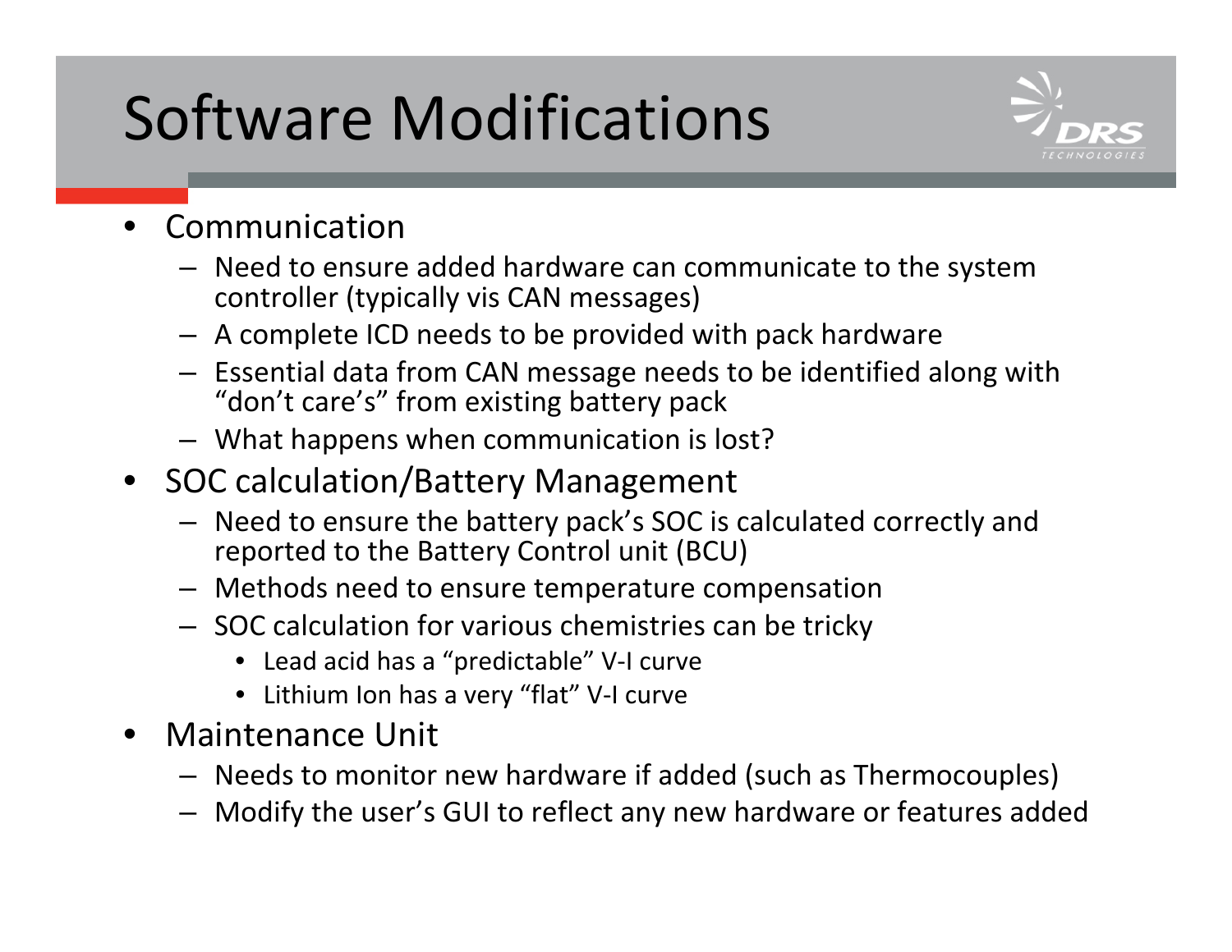# Software Modifications

- Communication
  - Need to ensure added hardware can communicate to the system controller (typically vis CAN messages)
  - A complete ICD needs to be provided with pack hardware
  - Essential data from CAN message needs to be identified along with "don't care's" from existing battery pack
  - What happens when communication is lost?
- SOC calculation/Battery Management
  - Need to ensure the battery pack's SOC is calculated correctly and reported to the Battery Control unit (BCU)
  - Methods need to ensure temperature compensation
  - SOC calculation for various chemistries can be tricky
    - Lead acid has a "predictable" V-I curve
    - Lithium Ion has a very "flat" V-I curve
- Maintenance Unit
  - Needs to monitor new hardware if added (such as Thermocouples)
  - Modify the user's GUI to reflect any new hardware or features added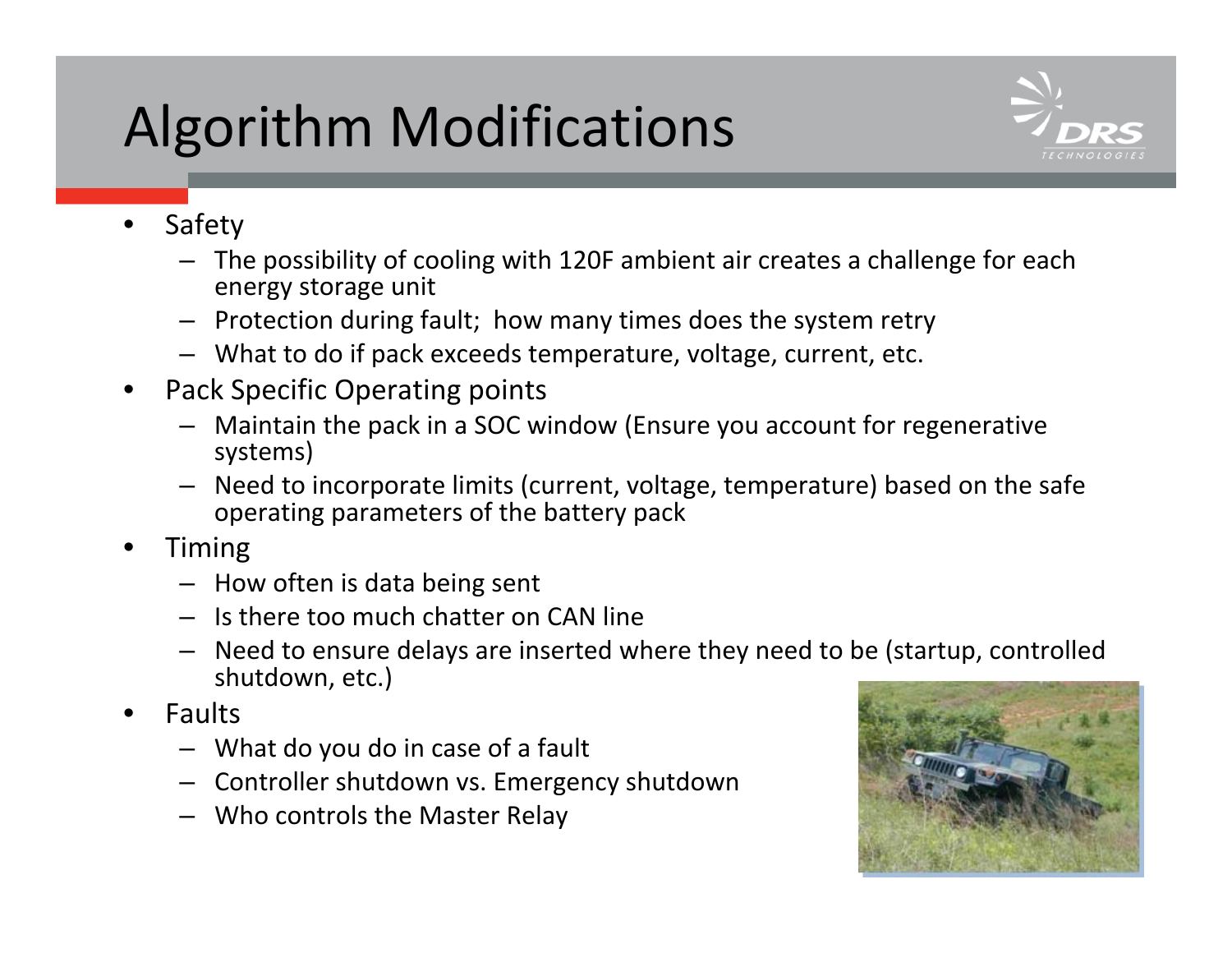# Algorithm Modifications

- Safety
  - The possibility of cooling with 120F ambient air creates a challenge for each energy storage unit
  - Protection during fault; how many times does the system retry
  - What to do if pack exceeds temperature, voltage, current, etc.
- Pack Specific Operating points
  - Maintain the pack in a SOC window (Ensure you account for regenerative systems)
  - Need to incorporate limits (current, voltage, temperature) based on the safe operating parameters of the battery pack
- Timing
  - How often is data being sent
  - Is there too much chatter on CAN line
  - Need to ensure delays are inserted where they need to be (startup, controlled shutdown, etc.)
- Faults
  - What do you do in case of a fault
  - Controller shutdown vs. Emergency shutdown
  - Who controls the Master Relay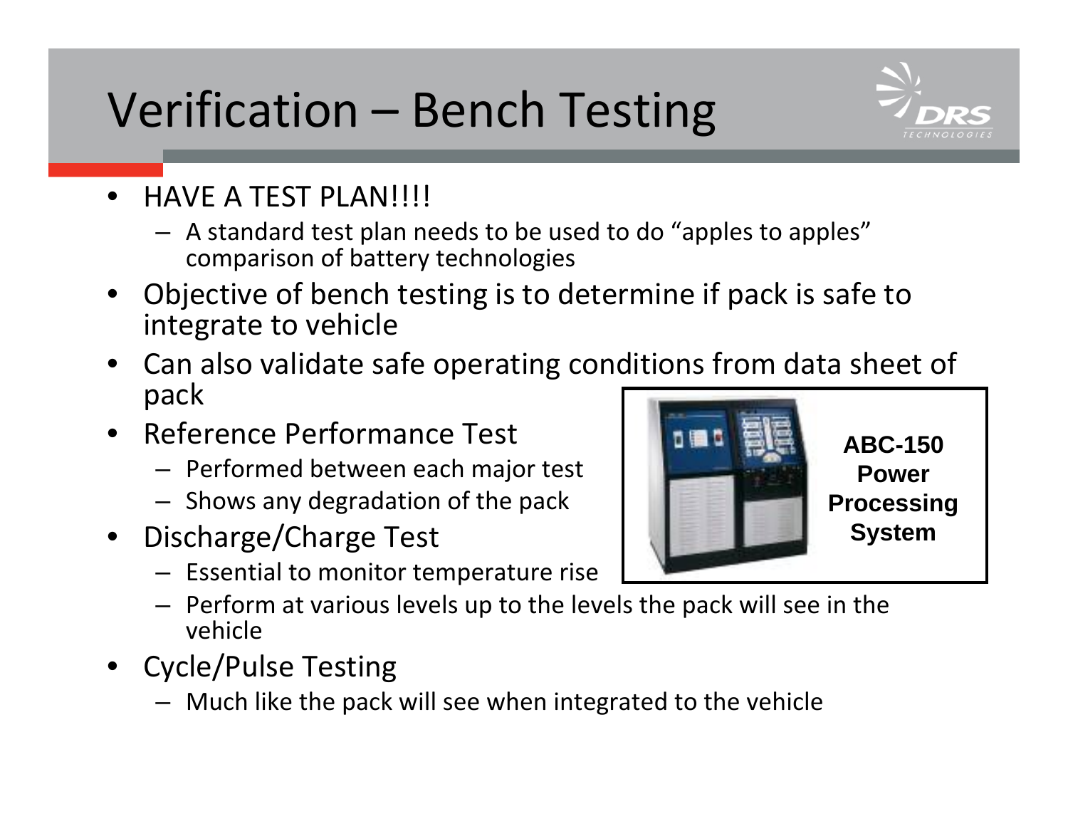# Verification – Bench Testing

- HAVE A TEST PLAN!!!!
  - A standard test plan needs to be used to do "apples to apples" comparison of battery technologies
- Objective of bench testing is to determine if pack is safe to integrate to vehicle
- Can also validate safe operating conditions from data sheet of pack
- Reference Performance Test
  - Performed between each major test
  - Shows any degradation of the pack
- Discharge/Charge Test
  - Essential to monitor temperature rise
  - Perform at various levels up to the levels the pack will see in the vehicle
- Cycle/Pulse Testing
  - Much like the pack will see when integrated to the vehicle

**ABC-150 Power Processing System**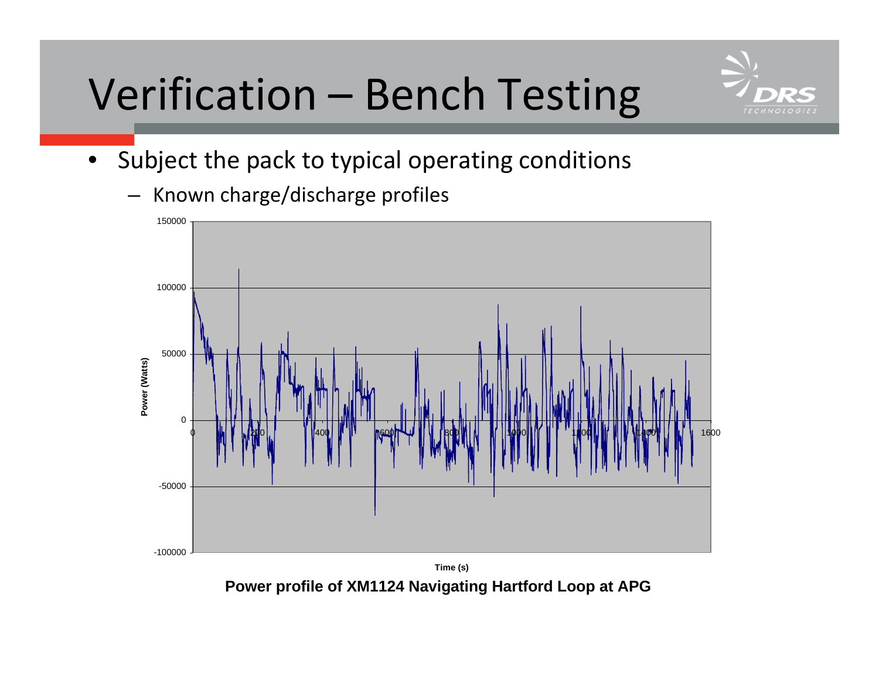# Verification – Bench Testing

- Subject the pack to typical operating conditions
  - Known charge/discharge profiles

Power profile of XM1124 Navigating Hartford Loop at APG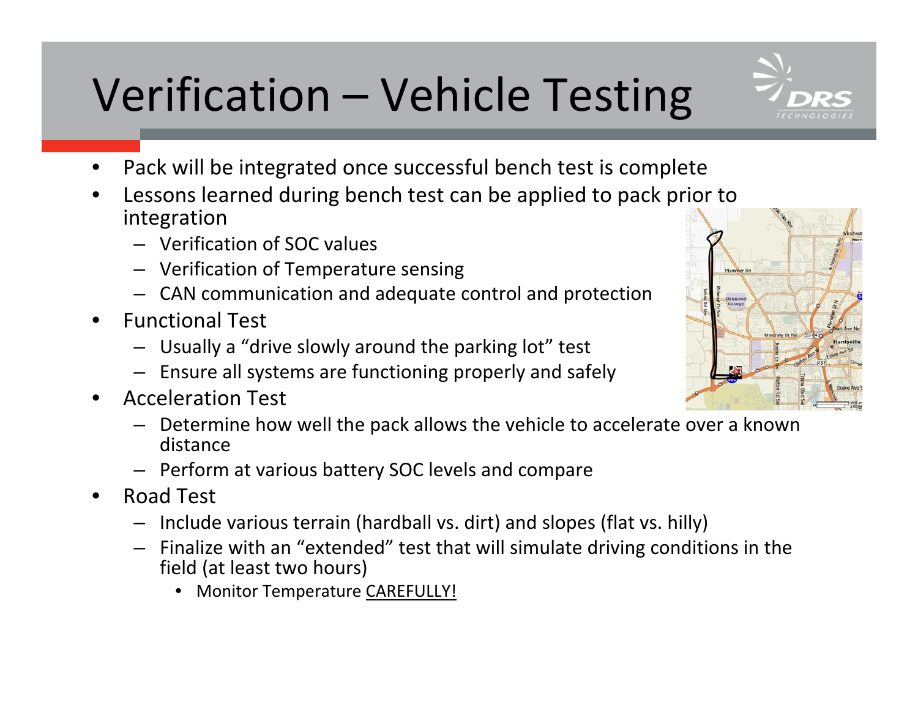# Verification – Vehicle Testing

- Pack will be integrated once successful bench test is complete
- Lessons learned during bench test can be applied to pack prior to integration
  - Verification of SOC values
  - Verification of Temperature sensing
  - CAN communication and adequate control and protection
- Functional Test
  - Usually a "drive slowly around the parking lot" test
  - Ensure all systems are functioning properly and safely
- Acceleration Test
  - Determine how well the pack allows the vehicle to accelerate over a known distance
  - Perform at various battery SOC levels and compare
- Road Test
  - Include various terrain (hardball vs. dirt) and slopes (flat vs. hilly)
  - Finalize with an "extended" test that will simulate driving conditions in the field (at least two hours)
    - Monitor Temperature <u>CAREFULLY!</u>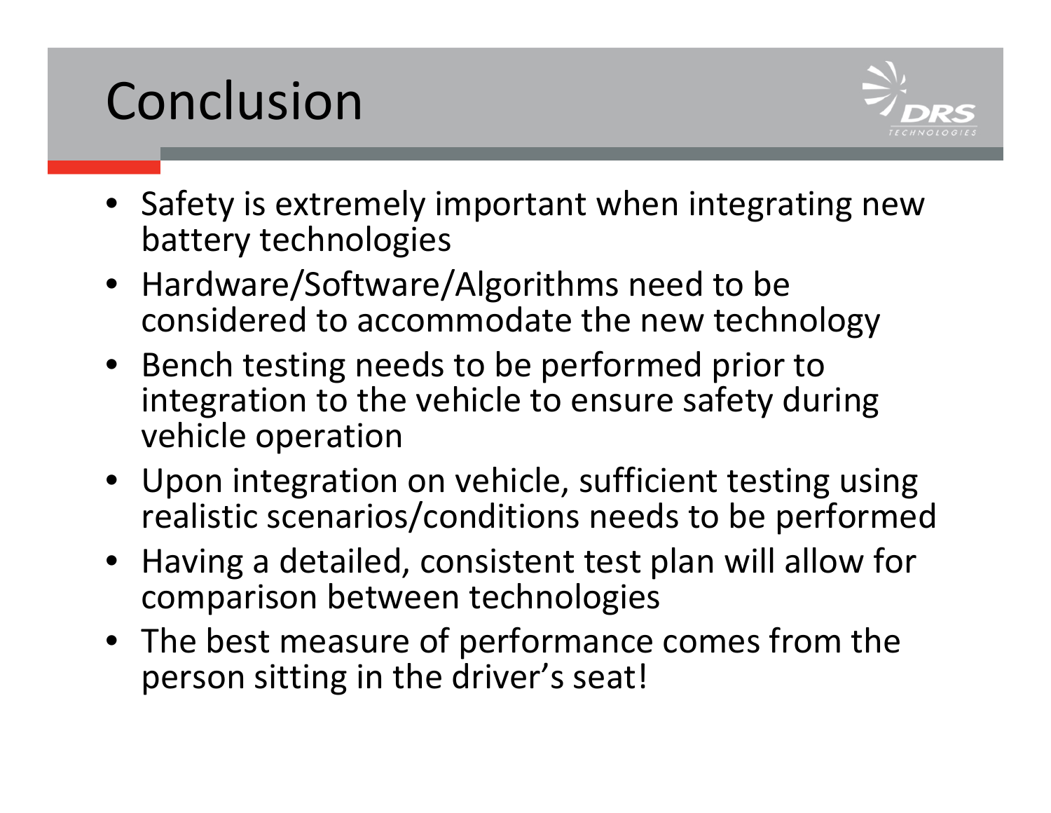# Conclusion

- Safety is extremely important when integrating new battery technologies
- Hardware/Software/Algorithms need to be considered to accommodate the new technology
- Bench testing needs to be performed prior to integration to the vehicle to ensure safety during vehicle operation
- Upon integration on vehicle, sufficient testing using realistic scenarios/conditions needs to be performed
- Having a detailed, consistent test plan will allow for comparison between technologies
- The best measure of performance comes from the person sitting in the driver's seat!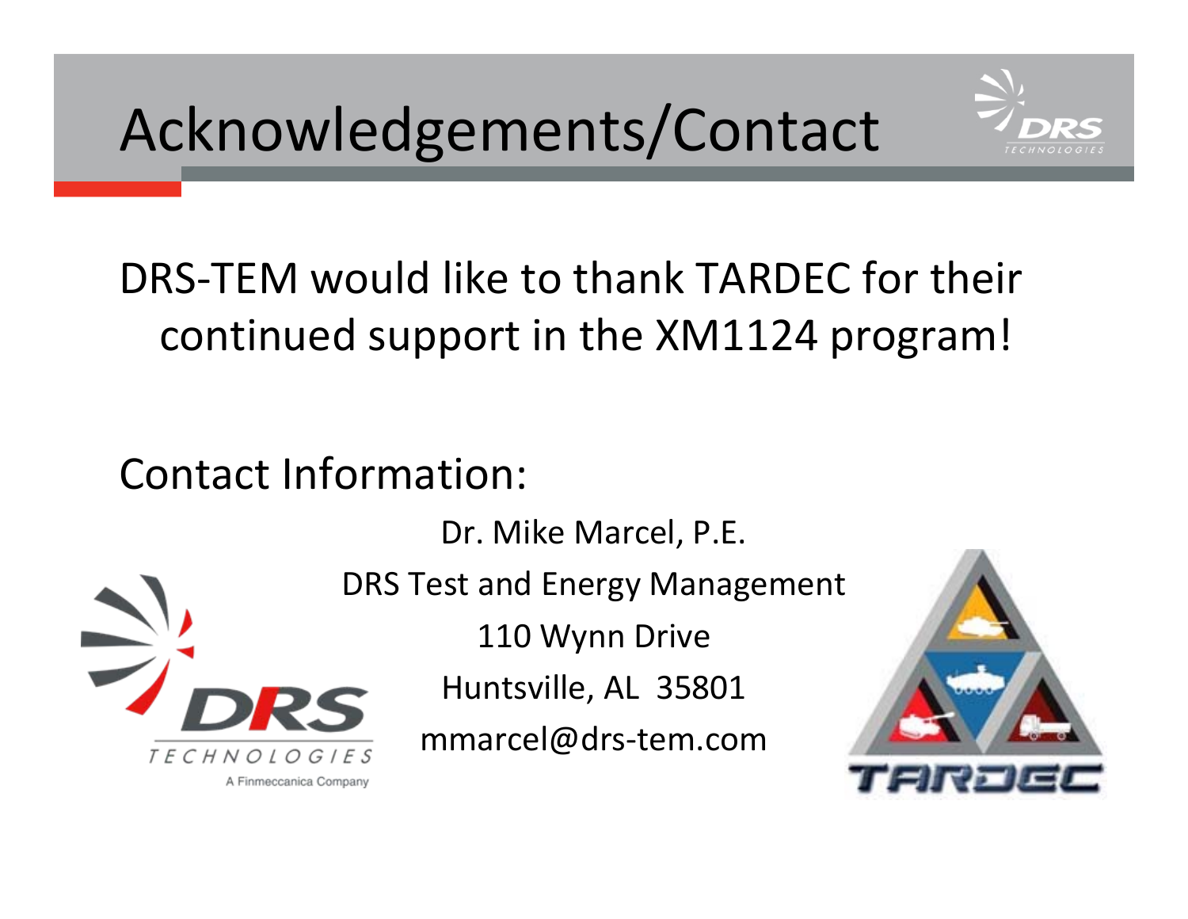# Acknowledgements/Contact

DRS-TEM would like to thank TARDEC for their continued support in the XM1124 program!

Contact Information:

Dr. Mike Marcel, P.E.

DRS Test and Energy Management

110 Wynn Drive

Huntsville, AL 35801

mmarcel@drs-tem.com